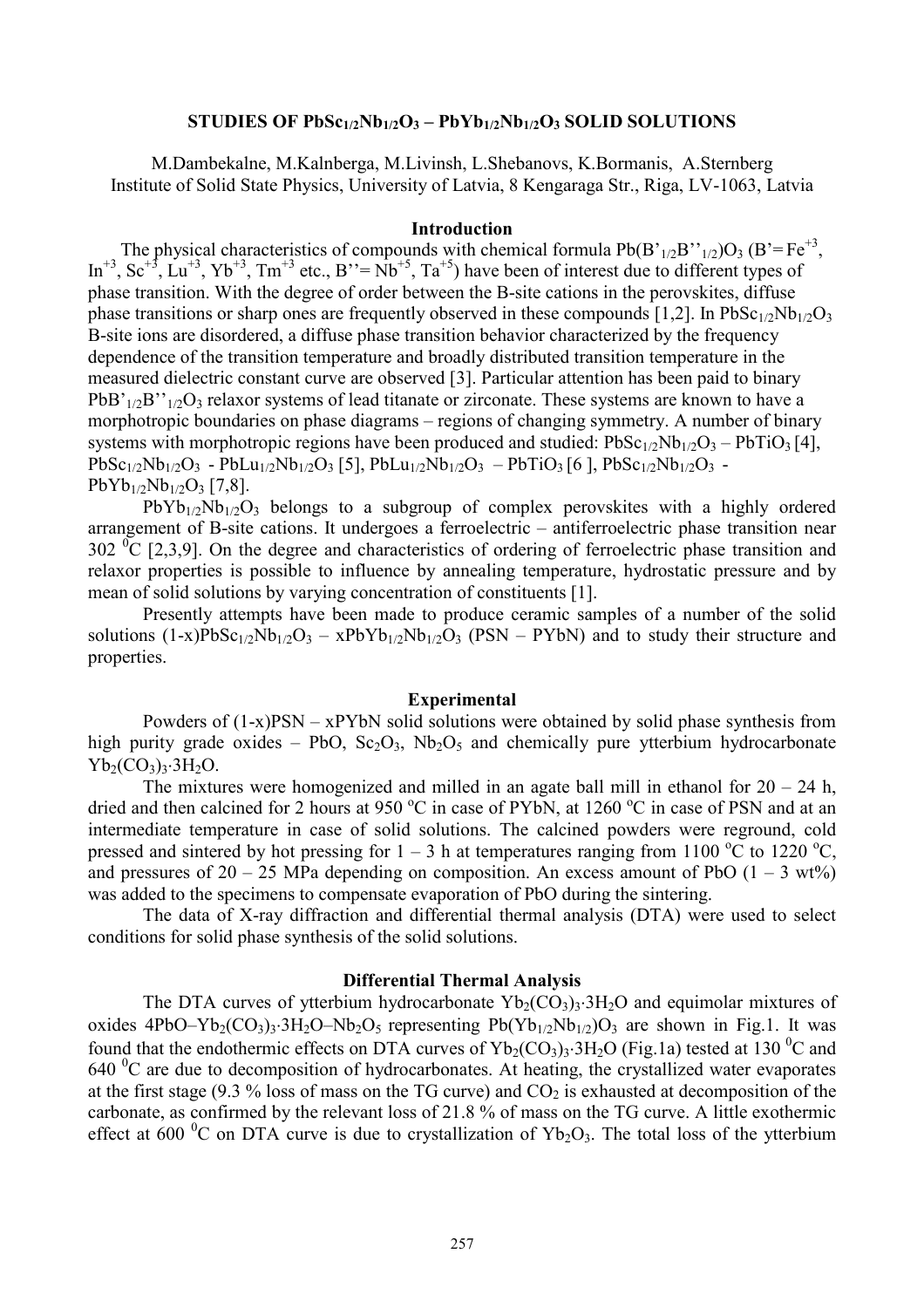# STUDIES OF $PbSc_{1/2}Nb_{1/2}O_3$ – $PbYb_{1/2}Nb_{1/2}O_3$ SOLID SOLUTIONS

M.Dambekalne, M.Kalnberga, M.Livinsh, L.Shebanovs, K.Bormanis, A.Sternberg
Institute of Solid State Physics, University of Latvia, 8 Kengaraga Str., Riga, LV-1063, Latvia

## Introduction

The physical characteristics of compounds with chemical formula $Pb(B'_{1/2}B''_{1/2})O_3$ (B'= $Fe^{+3}$, $In^{+3}$, $Sc^{+3}$, $Lu^{+3}$, $Yb^{+3}$, $Tm^{+3}$ etc., B''= $Nb^{+5}$, $Ta^{+5}$) have been of interest due to different types of phase transition. With the degree of order between the B-site cations in the perovskites, diffuse phase transitions or sharp ones are frequently observed in these compounds [1,2]. In $PbSc_{1/2}Nb_{1/2}O_3$ B-site ions are disordered, a diffuse phase transition behavior characterized by the frequency dependence of the transition temperature and broadly distributed transition temperature in the measured dielectric constant curve are observed [3]. Particular attention has been paid to binary $PbB'_{1/2}B''_{1/2}O_3$ relaxor systems of lead titanate or zirconate. These systems are known to have a morphotropic boundaries on phase diagrams – regions of changing symmetry. A number of binary systems with morphotropic regions have been produced and studied: $PbSc_{1/2}Nb_{1/2}O_3$ – $PbTiO_3$ [4], $PbSc_{1/2}Nb_{1/2}O_3$ - $PbLu_{1/2}Nb_{1/2}O_3$ [5], $PbLu_{1/2}Nb_{1/2}O_3$ – $PbTiO_3$ [6 ], $PbSc_{1/2}Nb_{1/2}O_3$ - $PbYb_{1/2}Nb_{1/2}O_3$ [7,8].

$PbYb_{1/2}Nb_{1/2}O_3$ belongs to a subgroup of complex perovskites with a highly ordered arrangement of B-site cations. It undergoes a ferroelectric – antiferroelectric phase transition near 302 $^0$C [2,3,9]. On the degree and characteristics of ordering of ferroelectric phase transition and relaxor properties is possible to influence by annealing temperature, hydrostatic pressure and by mean of solid solutions by varying concentration of constituents [1].

Presently attempts have been made to produce ceramic samples of a number of the solid solutions $(1-x)PbSc_{1/2}Nb_{1/2}O_3$ – $xPbYb_{1/2}Nb_{1/2}O_3$ (PSN – PYbN) and to study their structure and properties.

## Experimental

Powders of (1-x)PSN – xPYbN solid solutions were obtained by solid phase synthesis from high purity grade oxides – PbO, $Sc_2O_3$, $Nb_2O_5$ and chemically pure ytterbium hydrocarbonate $Yb_2(CO_3)_3{\cdot}3H_2O$.

The mixtures were homogenized and milled in an agate ball mill in ethanol for 20 – 24 h, dried and then calcined for 2 hours at 950 $^o$C in case of PYbN, at 1260 $^o$C in case of PSN and at an intermediate temperature in case of solid solutions. The calcined powders were reground, cold pressed and sintered by hot pressing for 1 – 3 h at temperatures ranging from 1100 $^o$C to 1220 $^o$C, and pressures of 20 – 25 MPa depending on composition. An excess amount of PbO (1 – 3 wt%) was added to the specimens to compensate evaporation of PbO during the sintering.

The data of X-ray diffraction and differential thermal analysis (DTA) were used to select conditions for solid phase synthesis of the solid solutions.

## Differential Thermal Analysis

The DTA curves of ytterbium hydrocarbonate $Yb_2(CO_3)_3{\cdot}3H_2O$ and equimolar mixtures of oxides $4PbO$–$Yb_2(CO_3)_3{\cdot}3H_2O$–$Nb_2O_5$ representing $Pb(Yb_{1/2}Nb_{1/2})O_3$ are shown in Fig.1. It was found that the endothermic effects on DTA curves of $Yb_2(CO_3)_3{\cdot}3H_2O$ (Fig.1a) tested at 130 $^0$C and 640 $^0$C are due to decomposition of hydrocarbonates. At heating, the crystallized water evaporates at the first stage (9.3 % loss of mass on the TG curve) and $CO_2$ is exhausted at decomposition of the carbonate, as confirmed by the relevant loss of 21.8 % of mass on the TG curve. A little exothermic effect at 600 $^0$C on DTA curve is due to crystallization of $Yb_2O_3$. The total loss of the ytterbium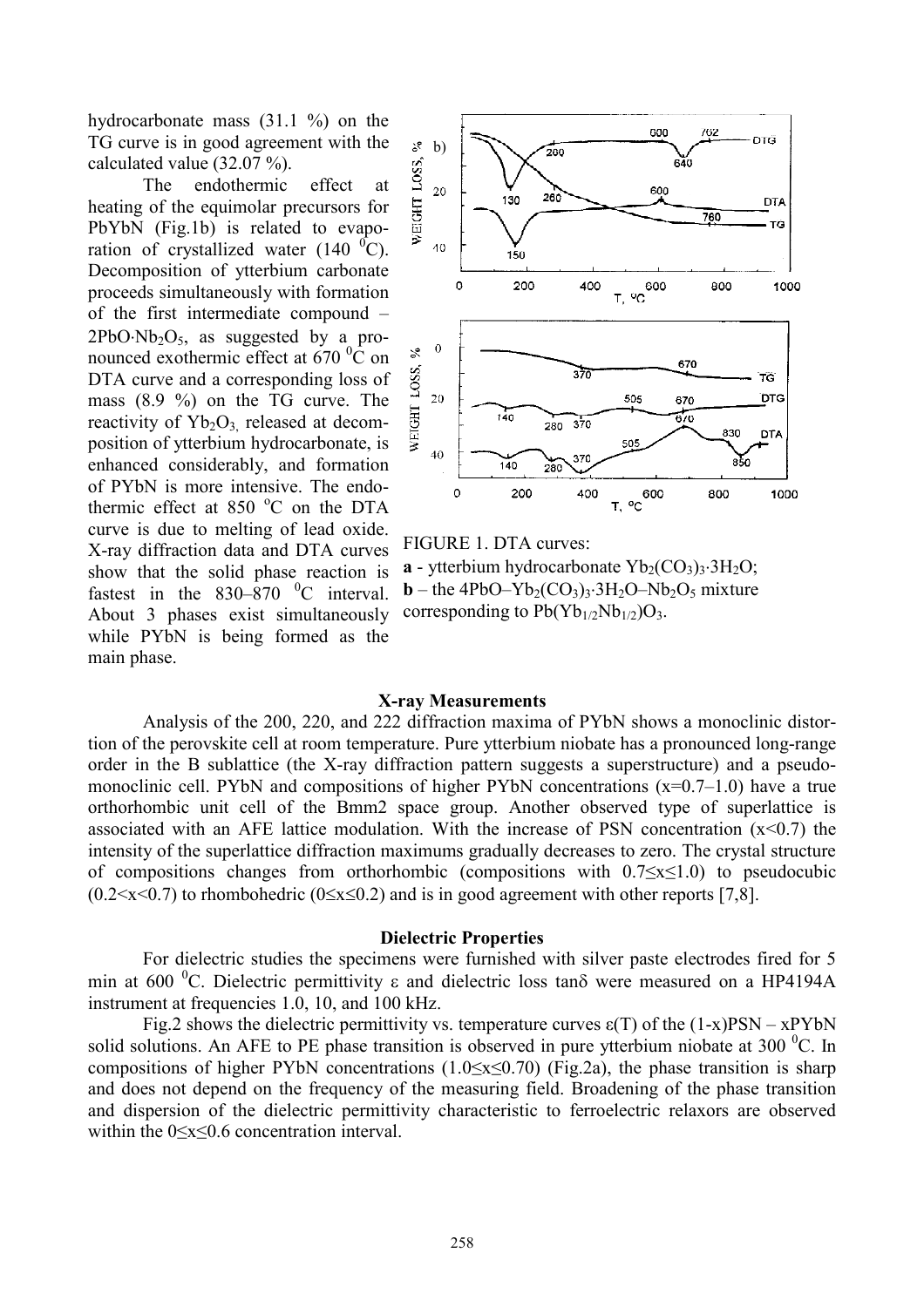hydrocarbonate mass (31.1 %) on the TG curve is in good agreement with the calculated value (32.07 %).

The endothermic effect at heating of the equimolar precursors for PbYbN (Fig.1b) is related to evaporation of crystallized water (140 $^0$C). Decomposition of ytterbium carbonate proceeds simultaneously with formation of the first intermediate compound – $2PbO{\cdot}Nb_2O_5$, as suggested by a pronounced exothermic effect at 670 $^0$C on DTA curve and a corresponding loss of mass (8.9 %) on the TG curve. The reactivity of $Yb_2O_3$, released at decomposition of ytterbium hydrocarbonate, is enhanced considerably, and formation of PYbN is more intensive. The endothermic effect at 850 $^o$C on the DTA curve is due to melting of lead oxide. X-ray diffraction data and DTA curves show that the solid phase reaction is fastest in the 830–870 $^0$C interval. About 3 phases exist simultaneously while PYbN is being formed as the main phase.

FIGURE 1. DTA curves:
**a** - ytterbium hydrocarbonate $Yb_2(CO_3)_3{\cdot}3H_2O$;
**b** – the $4PbO–Yb_2(CO_3)_3{\cdot}3H_2O–Nb_2O_5$ mixture corresponding to $Pb(Yb_{1/2}Nb_{1/2})O_3$.

### X-ray Measurements

Analysis of the 200, 220, and 222 diffraction maxima of PYbN shows a monoclinic distortion of the perovskite cell at room temperature. Pure ytterbium niobate has a pronounced long-range order in the B sublattice (the X-ray diffraction pattern suggests a superstructure) and a pseudo-monoclinic cell. PYbN and compositions of higher PYbN concentrations (x=0.7–1.0) have a true orthorhombic unit cell of the Bmm2 space group. Another observed type of superlattice is associated with an AFE lattice modulation. With the increase of PSN concentration (x<0.7) the intensity of the superlattice diffraction maximums gradually decreases to zero. The crystal structure of compositions changes from orthorhombic (compositions with $0.7{\le}x{\le}1.0$) to pseudocubic ($0.2<x<0.7$) to rhombohedric ($0{\le}x{\le}0.2$) and is in good agreement with other reports [7,8].

### Dielectric Properties

For dielectric studies the specimens were furnished with silver paste electrodes fired for 5 min at 600 $^0$C. Dielectric permittivity $\varepsilon$ and dielectric loss $\tan\delta$ were measured on a HP4194A instrument at frequencies 1.0, 10, and 100 kHz.

Fig.2 shows the dielectric permittivity vs. temperature curves $\varepsilon(T)$ of the (1-x)PSN – xPYbN solid solutions. An AFE to PE phase transition is observed in pure ytterbium niobate at 300 $^0$C. In compositions of higher PYbN concentrations ($1.0{\le}x{\le}0.70$) (Fig.2a), the phase transition is sharp and does not depend on the frequency of the measuring field. Broadening of the phase transition and dispersion of the dielectric permittivity characteristic to ferroelectric relaxors are observed within the $0{\le}x{\le}0.6$ concentration interval.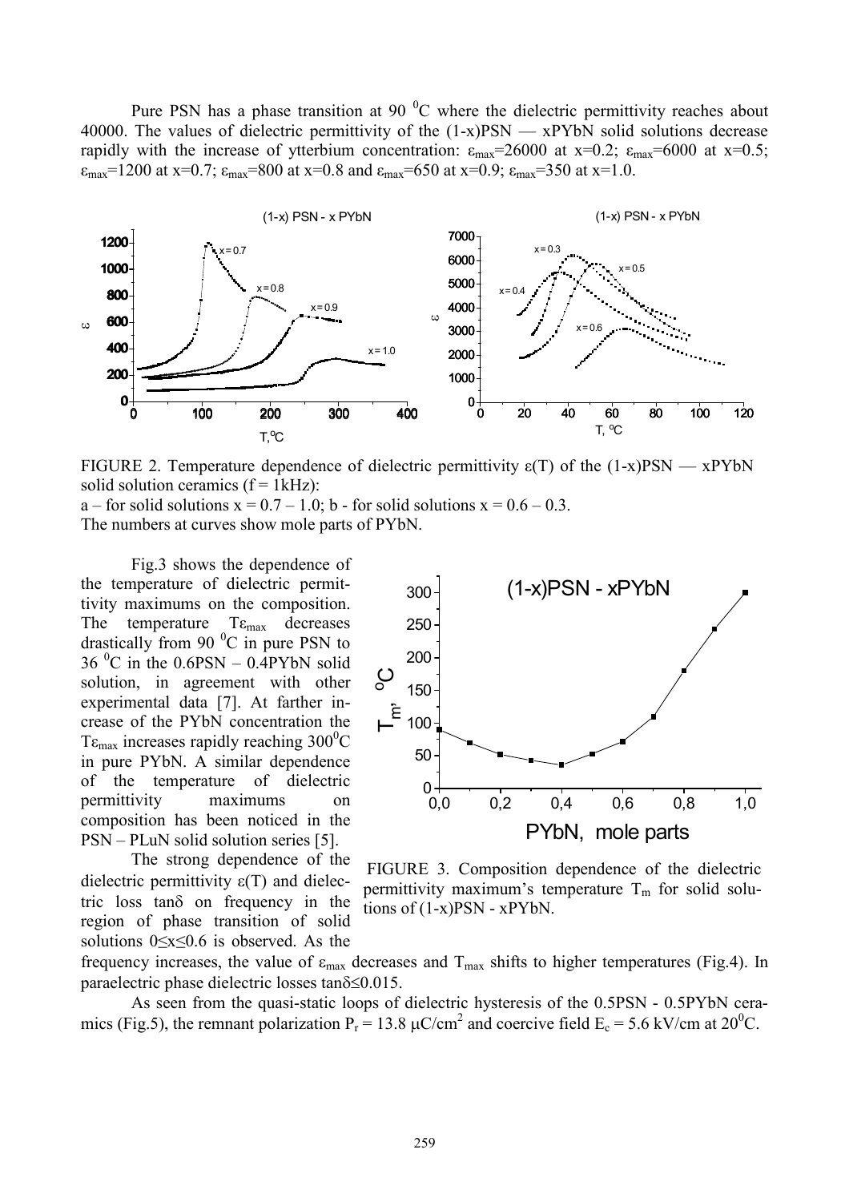Pure PSN has a phase transition at 90 $^0$C where the dielectric permittivity reaches about 40000. The values of dielectric permittivity of the (1-x)PSN — xPYbN solid solutions decrease rapidly with the increase of ytterbium concentration: $\varepsilon_{max}$=26000 at x=0.2; $\varepsilon_{max}$=6000 at x=0.5; $\varepsilon_{max}$=1200 at x=0.7; $\varepsilon_{max}$=800 at x=0.8 and $\varepsilon_{max}$=650 at x=0.9; $\varepsilon_{max}$=350 at x=1.0.

FIGURE 2. Temperature dependence of dielectric permittivity ε(T) of the (1-x)PSN — xPYbN solid solution ceramics (f = 1kHz):
a – for solid solutions x = 0.7 – 1.0; b - for solid solutions x = 0.6 – 0.3.
The numbers at curves show mole parts of PYbN.

Fig.3 shows the dependence of the temperature of dielectric permittivity maximums on the composition. The temperature $T\varepsilon_{max}$ decreases drastically from 90 $^0$C in pure PSN to 36 $^0$C in the 0.6PSN – 0.4PYbN solid solution, in agreement with other experimental data [7]. At farther increase of the PYbN concentration the $T\varepsilon_{max}$ increases rapidly reaching 300$^0$C in pure PYbN. A similar dependence of the temperature of dielectric permittivity maximums on composition has been noticed in the PSN – PLuN solid solution series [5].

FIGURE 3. Composition dependence of the dielectric permittivity maximum's temperature $T_m$ for solid solutions of (1-x)PSN - xPYbN.

The strong dependence of the dielectric permittivity ε(T) and dielectric loss tanδ on frequency in the region of phase transition of solid solutions 0≤x≤0.6 is observed. As the frequency increases, the value of $\varepsilon_{max}$ decreases and $T_{max}$ shifts to higher temperatures (Fig.4). In paraelectric phase dielectric losses tanδ≤0.015.

As seen from the quasi-static loops of dielectric hysteresis of the 0.5PSN - 0.5PYbN ceramics (Fig.5), the remnant polarization $P_r$ = 13.8 μC/cm$^2$ and coercive field $E_c$ = 5.6 kV/cm at 20$^0$C.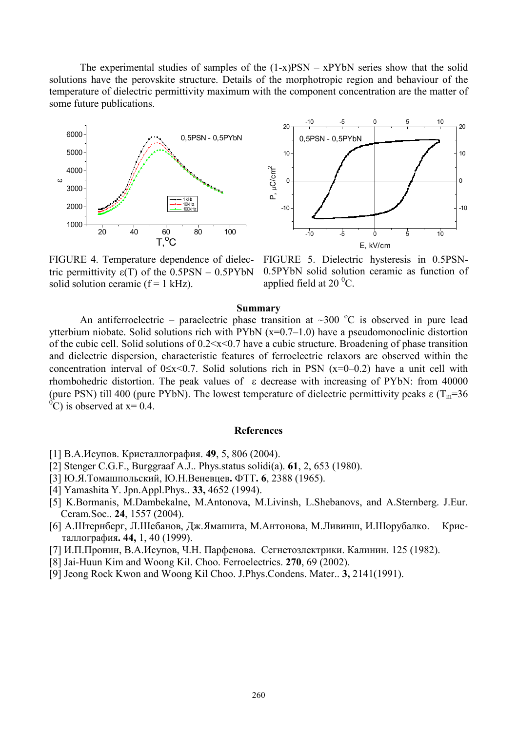The experimental studies of samples of the (1-x)PSN – xPYbN series show that the solid solutions have the perovskite structure. Details of the morphotropic region and behaviour of the temperature of dielectric permittivity maximum with the component concentration are the matter of some future publications.

0,5PSN - 0,5PYbN

1kHz
10kHz
100kHz

ε

T,°C

FIGURE 4. Temperature dependence of dielectric permittivity ε(T) of the 0.5PSN – 0.5PYbN solid solution ceramic (f = 1 kHz).

0,5PSN - 0,5PYbN

P, μC/cm²

E, kV/cm

FIGURE 5. Dielectric hysteresis in 0.5PSN-0.5PYbN solid solution ceramic as function of applied field at 20 $^{0}$C.

## Summary

An antiferroelectric – paraelectric phase transition at ~300 $^{o}$C is observed in pure lead ytterbium niobate. Solid solutions rich with PYbN (x=0.7–1.0) have a pseudomonoclinic distortion of the cubic cell. Solid solutions of $0.2<x<0.7$ have a cubic structure. Broadening of phase transition and dielectric dispersion, characteristic features of ferroelectric relaxors are observed within the concentration interval of $0 \le x < 0.7$. Solid solutions rich in PSN (x=0–0.2) have a unit cell with rhombohedric distortion. The peak values of ε decrease with increasing of PYbN: from 40000 (pure PSN) till 400 (pure PYbN). The lowest temperature of dielectric permittivity peaks ε ($T_m$=36 $^{0}$C) is observed at x= 0.4.

## References

[1] В.А.Исупов. Кристаллография. **49**, 5, 806 (2004).

[2] Stenger C.G.F., Burggraaf A.J.. Phys.status solidi(a). **61**, 2, 653 (1980).

[3] Ю.Я.Томашпольский, Ю.Н.Веневцев**.** ФТТ**. 6**, 2388 (1965).

[4] Yamashita Y. Jpn.Appl.Phys.. **33,** 4652 (1994).

[5] K.Bormanis, M.Dambekalne, M.Antonova, M.Livinsh, L.Shebanovs, and A.Sternberg. J.Eur. Ceram.Soc.. **24**, 1557 (2004).

[6] А.Штернберг, Л.Шебанов, Дж.Ямашита, М.Антонова, М.Ливинш, И.Шорубалко. Кристаллография**. 44,** 1, 40 (1999).

[7] И.П.Пронин, В.А.Исупов, Ч.Н. Парфенова. Сегнетозлектрики. Калинин. 125 (1982).

[8] Jai-Huun Kim and Woong Kil. Choo. Ferroelectrics. **270**, 69 (2002).

[9] Jeong Rock Kwon and Woong Kil Choo. J.Phys.Condens. Mater.. **3,** 2141(1991).